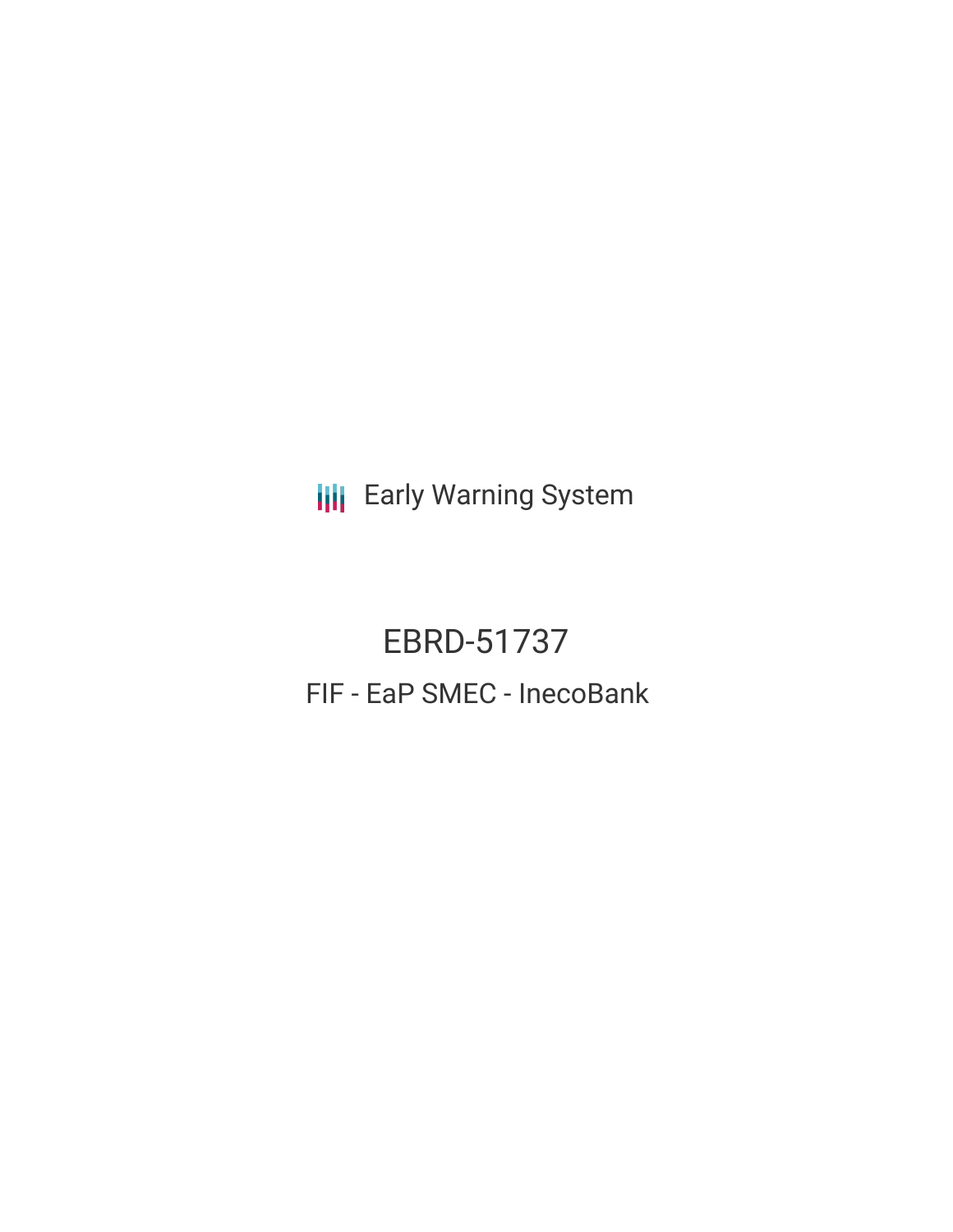Early Warning System

# EBRD-51737

## FIF - EaP SMEC - InecoBank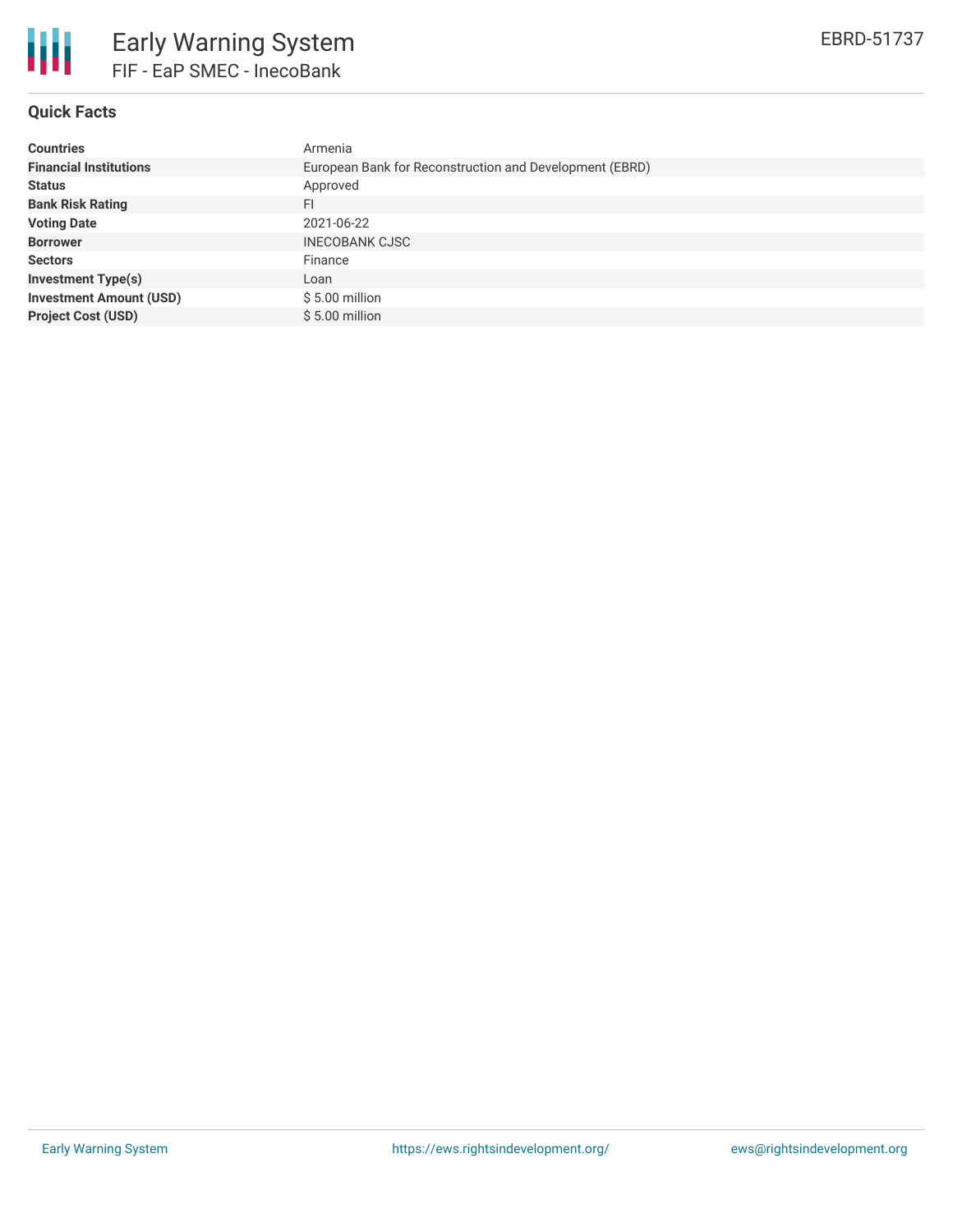# Early Warning System

## FIF - EaP SMEC - InecoBank

EBRD-51737

### Quick Facts

| | |
|---|---|
| **Countries** | Armenia |
| **Financial Institutions** | European Bank for Reconstruction and Development (EBRD) |
| **Status** | Approved |
| **Bank Risk Rating** | FI |
| **Voting Date** | 2021-06-22 |
| **Borrower** | INECOBANK CJSC |
| **Sectors** | Finance |
| **Investment Type(s)** | Loan |
| **Investment Amount (USD)** | $ 5.00 million |
| **Project Cost (USD)** | $ 5.00 million |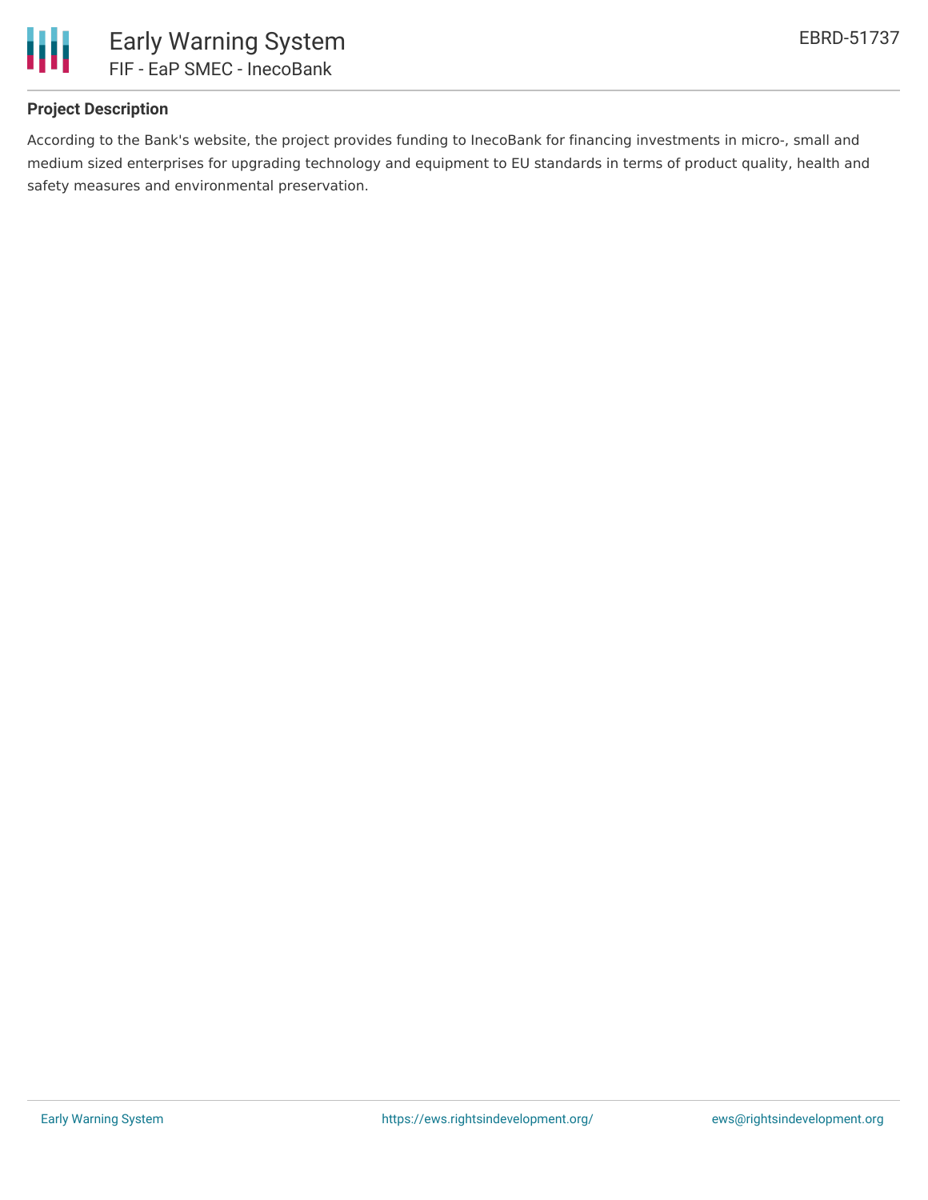## Project Description

According to the Bank's website, the project provides funding to InecoBank for financing investments in micro-, small and medium sized enterprises for upgrading technology and equipment to EU standards in terms of product quality, health and safety measures and environmental preservation.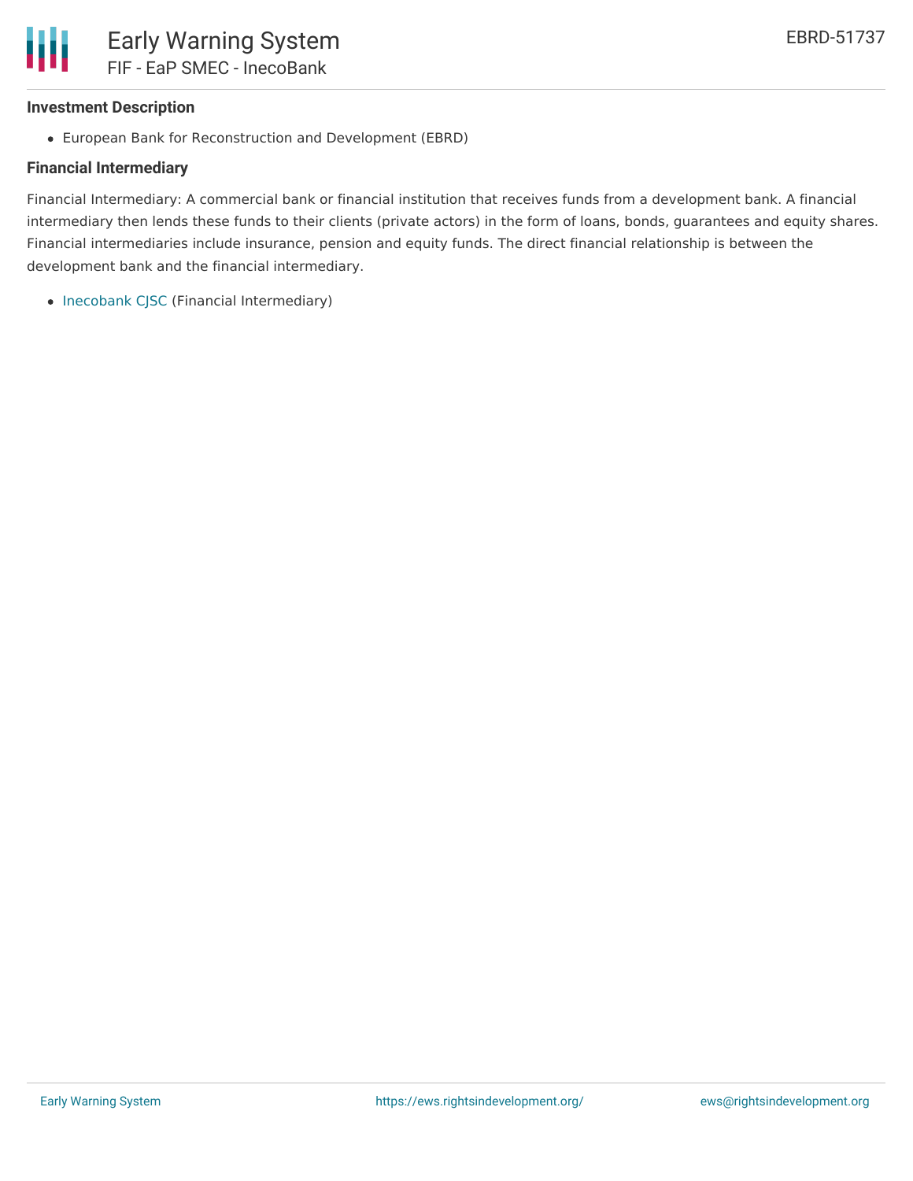### Investment Description

- European Bank for Reconstruction and Development (EBRD)

### Financial Intermediary

Financial Intermediary: A commercial bank or financial institution that receives funds from a development bank. A financial intermediary then lends these funds to their clients (private actors) in the form of loans, bonds, guarantees and equity shares. Financial intermediaries include insurance, pension and equity funds. The direct financial relationship is between the development bank and the financial intermediary.

- Inecobank CJSC (Financial Intermediary)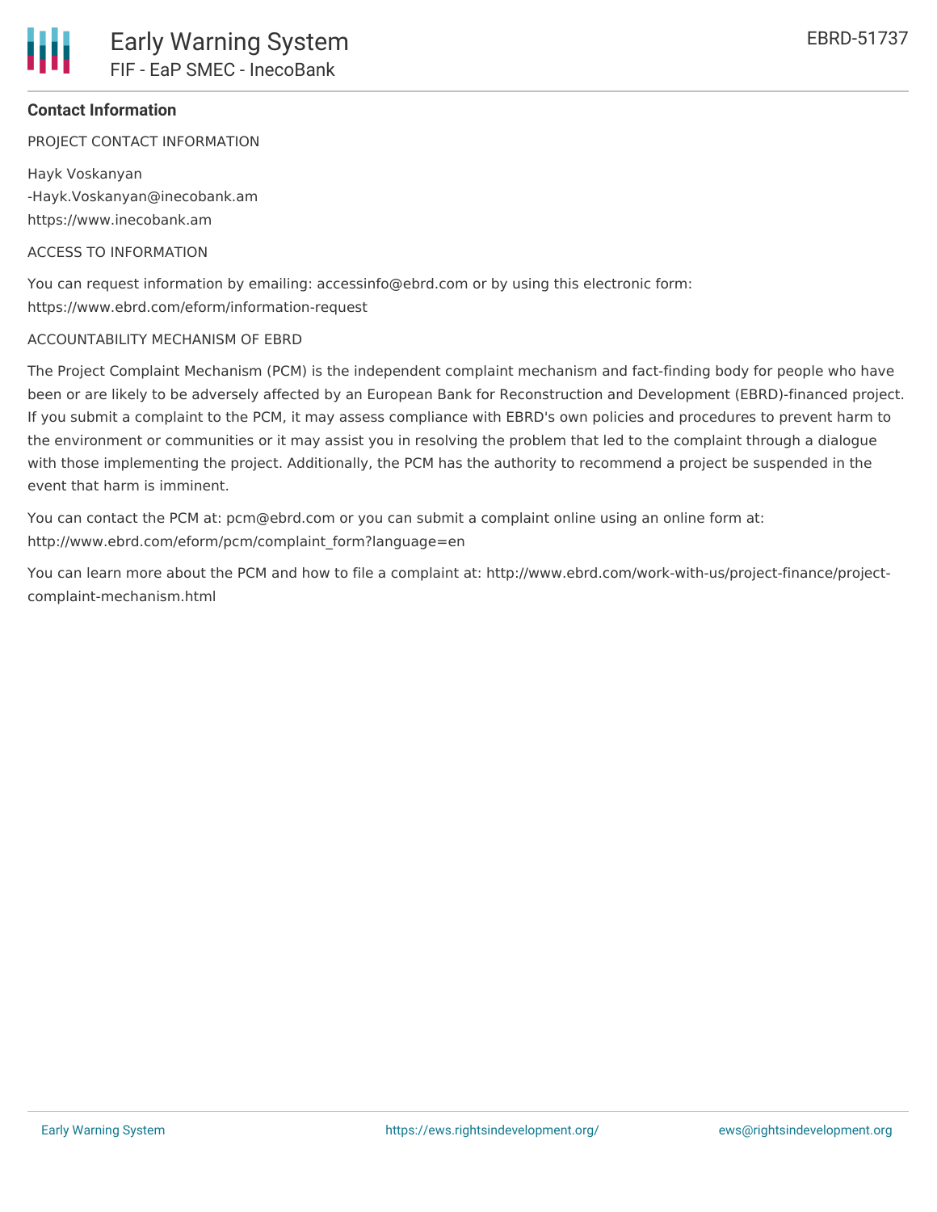## Contact Information

PROJECT CONTACT INFORMATION

Hayk Voskanyan
-Hayk.Voskanyan@inecobank.am
https://www.inecobank.am

ACCESS TO INFORMATION

You can request information by emailing: accessinfo@ebrd.com or by using this electronic form: https://www.ebrd.com/eform/information-request

ACCOUNTABILITY MECHANISM OF EBRD

The Project Complaint Mechanism (PCM) is the independent complaint mechanism and fact-finding body for people who have been or are likely to be adversely affected by an European Bank for Reconstruction and Development (EBRD)-financed project. If you submit a complaint to the PCM, it may assess compliance with EBRD's own policies and procedures to prevent harm to the environment or communities or it may assist you in resolving the problem that led to the complaint through a dialogue with those implementing the project. Additionally, the PCM has the authority to recommend a project be suspended in the event that harm is imminent.

You can contact the PCM at: pcm@ebrd.com or you can submit a complaint online using an online form at: http://www.ebrd.com/eform/pcm/complaint_form?language=en

You can learn more about the PCM and how to file a complaint at: http://www.ebrd.com/work-with-us/project-finance/project-complaint-mechanism.html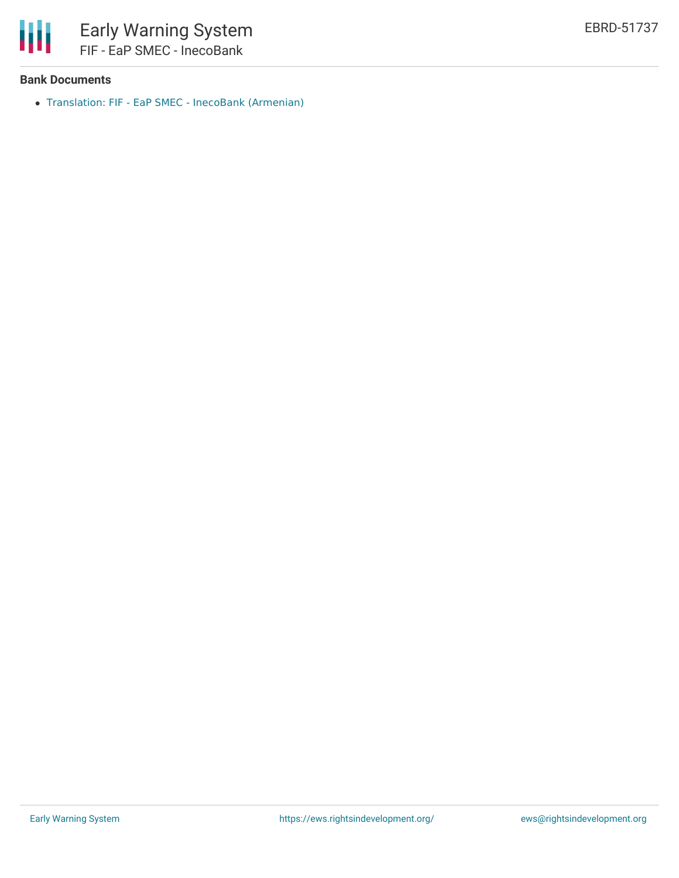**Bank Documents**

- Translation: FIF - EaP SMEC - InecoBank (Armenian)